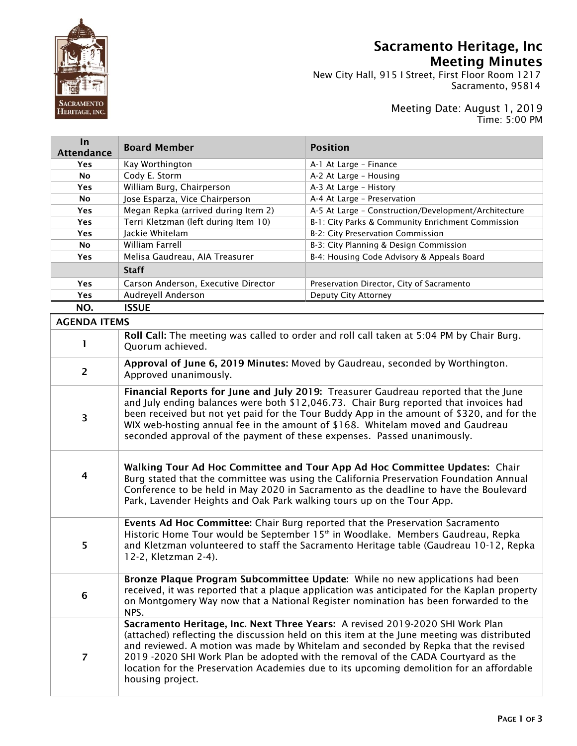# Sacramento Heritage, Inc
# Meeting Minutes

New City Hall, 915 I Street, First Floor Room 1217
Sacramento, 95814

Meeting Date: August 1, 2019
Time: 5:00 PM

| In Attendance | Board Member | Position |
|---|---|---|
| Yes | Kay Worthington | A-1 At Large – Finance |
| No | Cody E. Storm | A-2 At Large – Housing |
| Yes | William Burg, Chairperson | A-3 At Large – History |
| No | Jose Esparza, Vice Chairperson | A-4 At Large – Preservation |
| Yes | Megan Repka (arrived during Item 2) | A-5 At Large – Construction/Development/Architecture |
| Yes | Terri Kletzman (left during Item 10) | B-1: City Parks & Community Enrichment Commission |
| Yes | Jackie Whitelam | B-2: City Preservation Commission |
| No | William Farrell | B-3: City Planning & Design Commission |
| Yes | Melisa Gaudreau, AIA Treasurer | B-4: Housing Code Advisory & Appeals Board |
| | **Staff** | |
| Yes | Carson Anderson, Executive Director | Preservation Director, City of Sacramento |
| Yes | Audreyell Anderson | Deputy City Attorney |

| NO. | ISSUE |
|---|---|
| **AGENDA ITEMS** | |
| 1 | **Roll Call:** The meeting was called to order and roll call taken at 5:04 PM by Chair Burg. Quorum achieved. |
| 2 | **Approval of June 6, 2019 Minutes:** Moved by Gaudreau, seconded by Worthington. Approved unanimously. |
| 3 | **Financial Reports for June and July 2019:** Treasurer Gaudreau reported that the June and July ending balances were both $12,046.73. Chair Burg reported that invoices had been received but not yet paid for the Tour Buddy App in the amount of $320, and for the WIX web-hosting annual fee in the amount of $168. Whitelam moved and Gaudreau seconded approval of the payment of these expenses. Passed unanimously. |
| 4 | **Walking Tour Ad Hoc Committee and Tour App Ad Hoc Committee Updates:** Chair Burg stated that the committee was using the California Preservation Foundation Annual Conference to be held in May 2020 in Sacramento as the deadline to have the Boulevard Park, Lavender Heights and Oak Park walking tours up on the Tour App. |
| 5 | **Events Ad Hoc Committee:** Chair Burg reported that the Preservation Sacramento Historic Home Tour would be September 15th in Woodlake. Members Gaudreau, Repka and Kletzman volunteered to staff the Sacramento Heritage table (Gaudreau 10-12, Repka 12-2, Kletzman 2-4). |
| 6 | **Bronze Plaque Program Subcommittee Update:** While no new applications had been received, it was reported that a plaque application was anticipated for the Kaplan property on Montgomery Way now that a National Register nomination has been forwarded to the NPS. |
| 7 | **Sacramento Heritage, Inc. Next Three Years:** A revised 2019-2020 SHI Work Plan (attached) reflecting the discussion held on this item at the June meeting was distributed and reviewed. A motion was made by Whitelam and seconded by Repka that the revised 2019 -2020 SHI Work Plan be adopted with the removal of the CADA Courtyard as the location for the Preservation Academies due to its upcoming demolition for an affordable housing project. |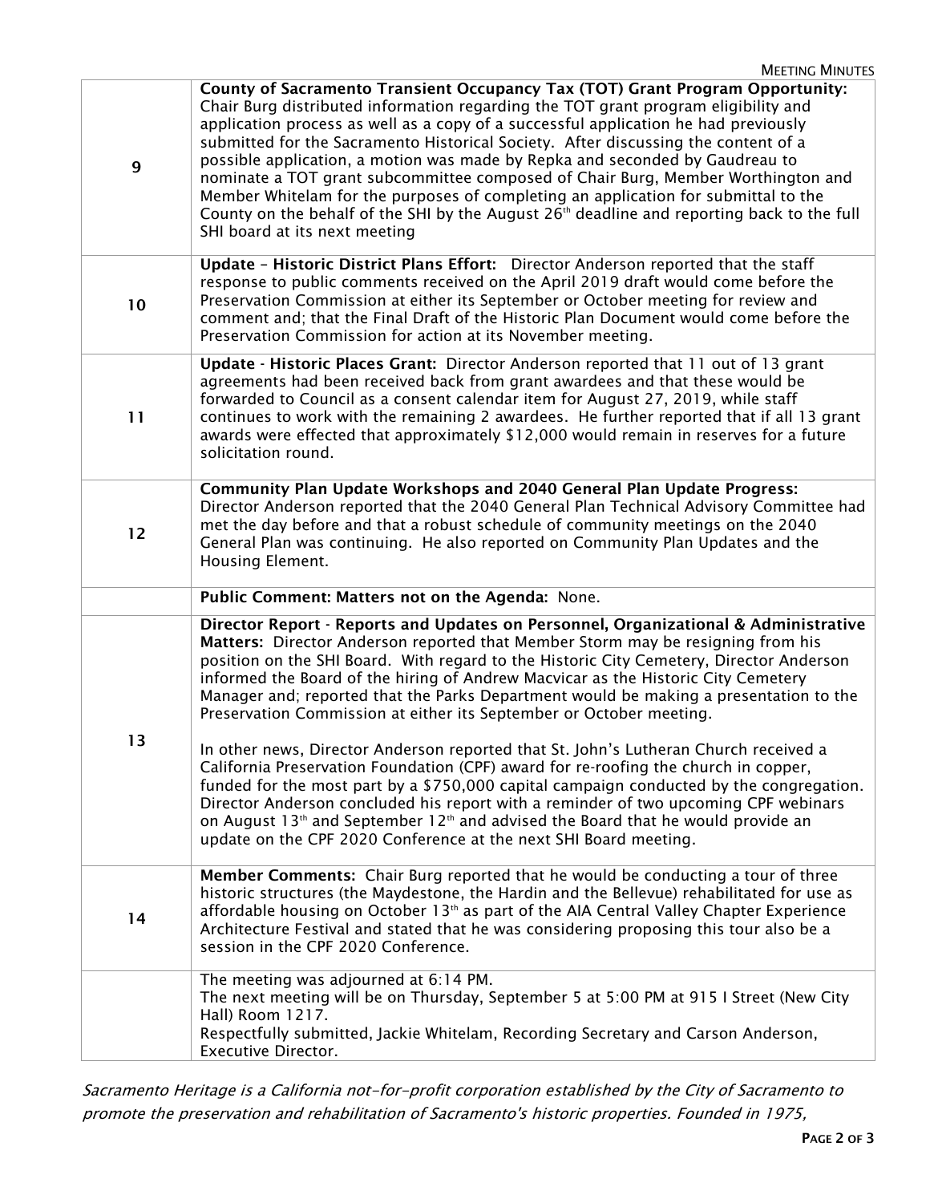| | |
|---|---|
| 9 | **County of Sacramento Transient Occupancy Tax (TOT) Grant Program Opportunity:** Chair Burg distributed information regarding the TOT grant program eligibility and application process as well as a copy of a successful application he had previously submitted for the Sacramento Historical Society. After discussing the content of a possible application, a motion was made by Repka and seconded by Gaudreau to nominate a TOT grant subcommittee composed of Chair Burg, Member Worthington and Member Whitelam for the purposes of completing an application for submittal to the County on the behalf of the SHI by the August 26th deadline and reporting back to the full SHI board at its next meeting |
| 10 | **Update – Historic District Plans Effort:** Director Anderson reported that the staff response to public comments received on the April 2019 draft would come before the Preservation Commission at either its September or October meeting for review and comment and; that the Final Draft of the Historic Plan Document would come before the Preservation Commission for action at its November meeting. |
| 11 | **Update - Historic Places Grant:** Director Anderson reported that 11 out of 13 grant agreements had been received back from grant awardees and that these would be forwarded to Council as a consent calendar item for August 27, 2019, while staff continues to work with the remaining 2 awardees. He further reported that if all 13 grant awards were effected that approximately $12,000 would remain in reserves for a future solicitation round. |
| 12 | **Community Plan Update Workshops and 2040 General Plan Update Progress:** Director Anderson reported that the 2040 General Plan Technical Advisory Committee had met the day before and that a robust schedule of community meetings on the 2040 General Plan was continuing. He also reported on Community Plan Updates and the Housing Element. |
| | **Public Comment: Matters not on the Agenda:** None. |
| 13 | **Director Report - Reports and Updates on Personnel, Organizational & Administrative Matters:** Director Anderson reported that Member Storm may be resigning from his position on the SHI Board. With regard to the Historic City Cemetery, Director Anderson informed the Board of the hiring of Andrew Macvicar as the Historic City Cemetery Manager and; reported that the Parks Department would be making a presentation to the Preservation Commission at either its September or October meeting.<br><br>In other news, Director Anderson reported that St. John's Lutheran Church received a California Preservation Foundation (CPF) award for re-roofing the church in copper, funded for the most part by a $750,000 capital campaign conducted by the congregation. Director Anderson concluded his report with a reminder of two upcoming CPF webinars on August 13th and September 12th and advised the Board that he would provide an update on the CPF 2020 Conference at the next SHI Board meeting. |
| 14 | **Member Comments:** Chair Burg reported that he would be conducting a tour of three historic structures (the Maydestone, the Hardin and the Bellevue) rehabilitated for use as affordable housing on October 13th as part of the AIA Central Valley Chapter Experience Architecture Festival and stated that he was considering proposing this tour also be a session in the CPF 2020 Conference. |
| | The meeting was adjourned at 6:14 PM.<br>The next meeting will be on Thursday, September 5 at 5:00 PM at 915 I Street (New City Hall) Room 1217.<br>Respectfully submitted, Jackie Whitelam, Recording Secretary and Carson Anderson, Executive Director. |

*Sacramento Heritage is a California not-for-profit corporation established by the City of Sacramento to promote the preservation and rehabilitation of Sacramento's historic properties. Founded in 1975,*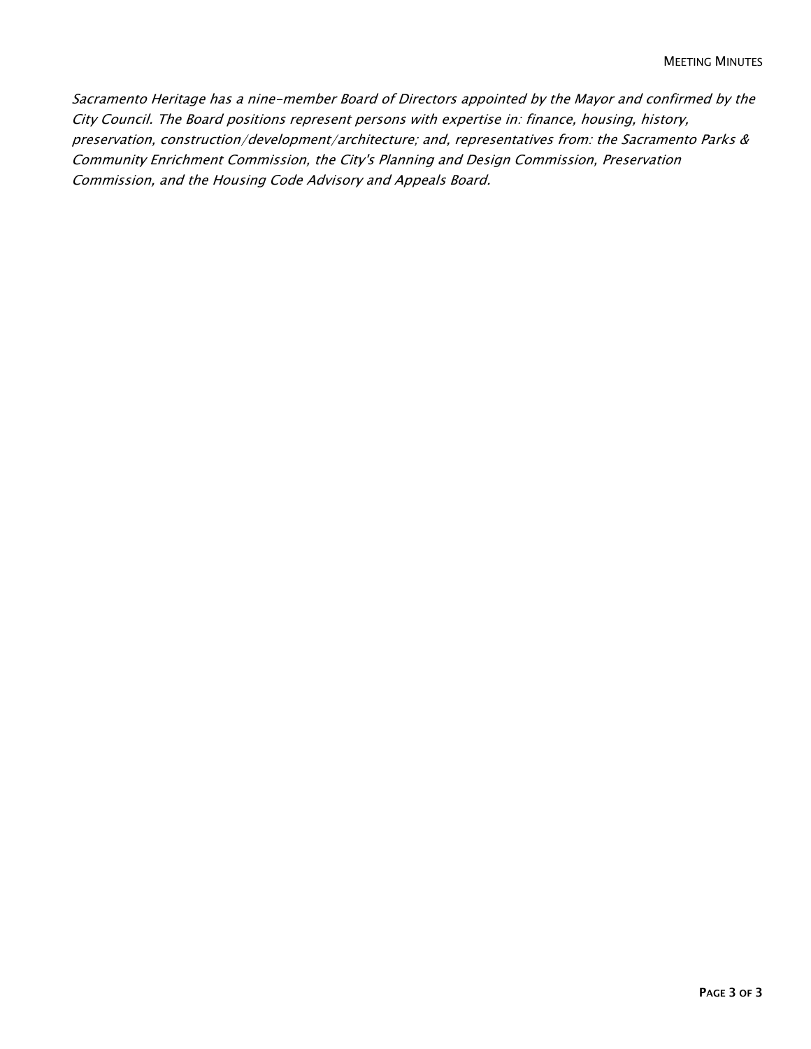*Sacramento Heritage has a nine-member Board of Directors appointed by the Mayor and confirmed by the City Council. The Board positions represent persons with expertise in: finance, housing, history, preservation, construction/development/architecture; and, representatives from: the Sacramento Parks & Community Enrichment Commission, the City's Planning and Design Commission, Preservation Commission, and the Housing Code Advisory and Appeals Board.*